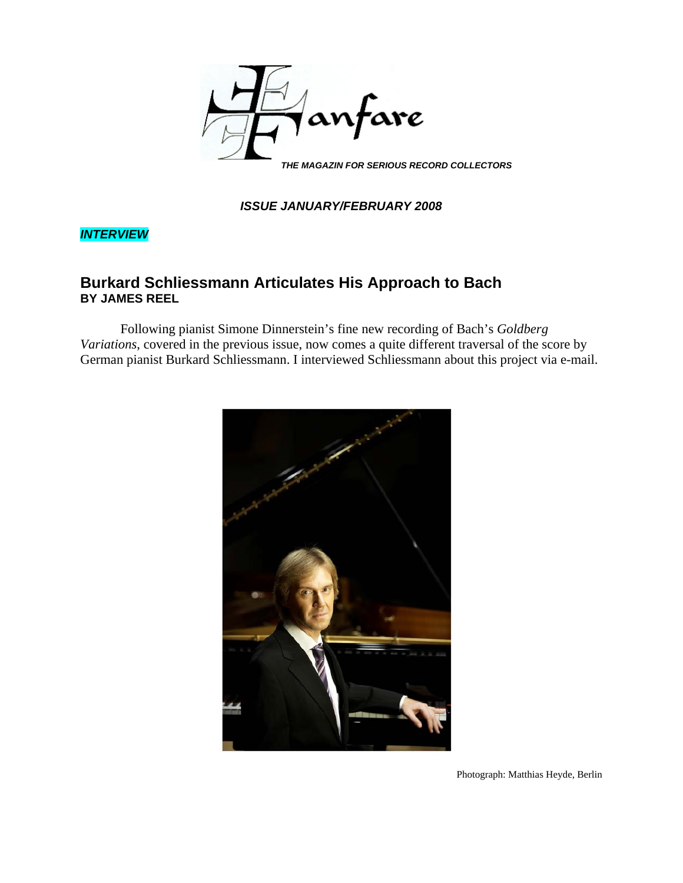Fanfare

*THE MAGAZIN FOR SERIOUS RECORD COLLECTORS*

***ISSUE JANUARY/FEBRUARY 2008***

***INTERVIEW***

## Burkard Schliessmann Articulates His Approach to Bach

**BY JAMES REEL**

Following pianist Simone Dinnerstein's fine new recording of Bach's *Goldberg Variations*, covered in the previous issue, now comes a quite different traversal of the score by German pianist Burkard Schliessmann. I interviewed Schliessmann about this project via e-mail.

Photograph: Matthias Heyde, Berlin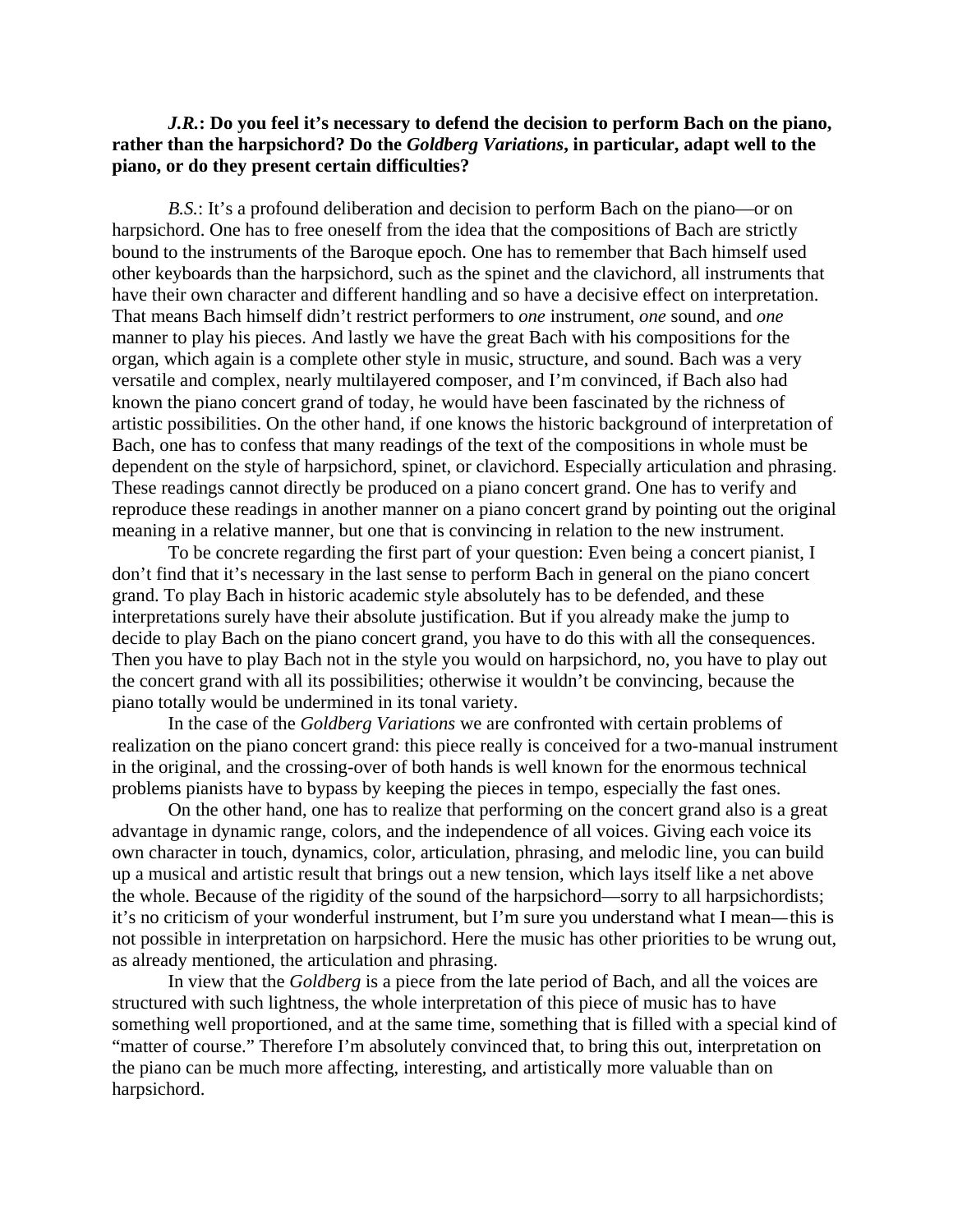***J.R.*: Do you feel it's necessary to defend the decision to perform Bach on the piano, rather than the harpsichord? Do the *Goldberg Variations*, in particular, adapt well to the piano, or do they present certain difficulties?**

*B.S.*: It's a profound deliberation and decision to perform Bach on the piano—or on harpsichord. One has to free oneself from the idea that the compositions of Bach are strictly bound to the instruments of the Baroque epoch. One has to remember that Bach himself used other keyboards than the harpsichord, such as the spinet and the clavichord, all instruments that have their own character and different handling and so have a decisive effect on interpretation. That means Bach himself didn't restrict performers to *one* instrument, *one* sound, and *one* manner to play his pieces. And lastly we have the great Bach with his compositions for the organ, which again is a complete other style in music, structure, and sound. Bach was a very versatile and complex, nearly multilayered composer, and I'm convinced, if Bach also had known the piano concert grand of today, he would have been fascinated by the richness of artistic possibilities. On the other hand, if one knows the historic background of interpretation of Bach, one has to confess that many readings of the text of the compositions in whole must be dependent on the style of harpsichord, spinet, or clavichord. Especially articulation and phrasing. These readings cannot directly be produced on a piano concert grand. One has to verify and reproduce these readings in another manner on a piano concert grand by pointing out the original meaning in a relative manner, but one that is convincing in relation to the new instrument.

To be concrete regarding the first part of your question: Even being a concert pianist, I don't find that it's necessary in the last sense to perform Bach in general on the piano concert grand. To play Bach in historic academic style absolutely has to be defended, and these interpretations surely have their absolute justification. But if you already make the jump to decide to play Bach on the piano concert grand, you have to do this with all the consequences. Then you have to play Bach not in the style you would on harpsichord, no, you have to play out the concert grand with all its possibilities; otherwise it wouldn't be convincing, because the piano totally would be undermined in its tonal variety.

In the case of the *Goldberg Variations* we are confronted with certain problems of realization on the piano concert grand: this piece really is conceived for a two-manual instrument in the original, and the crossing-over of both hands is well known for the enormous technical problems pianists have to bypass by keeping the pieces in tempo, especially the fast ones.

On the other hand, one has to realize that performing on the concert grand also is a great advantage in dynamic range, colors, and the independence of all voices. Giving each voice its own character in touch, dynamics, color, articulation, phrasing, and melodic line, you can build up a musical and artistic result that brings out a new tension, which lays itself like a net above the whole. Because of the rigidity of the sound of the harpsichord—sorry to all harpsichordists; it's no criticism of your wonderful instrument, but I'm sure you understand what I mean—this is not possible in interpretation on harpsichord. Here the music has other priorities to be wrung out, as already mentioned, the articulation and phrasing.

In view that the *Goldberg* is a piece from the late period of Bach, and all the voices are structured with such lightness, the whole interpretation of this piece of music has to have something well proportioned, and at the same time, something that is filled with a special kind of "matter of course." Therefore I'm absolutely convinced that, to bring this out, interpretation on the piano can be much more affecting, interesting, and artistically more valuable than on harpsichord.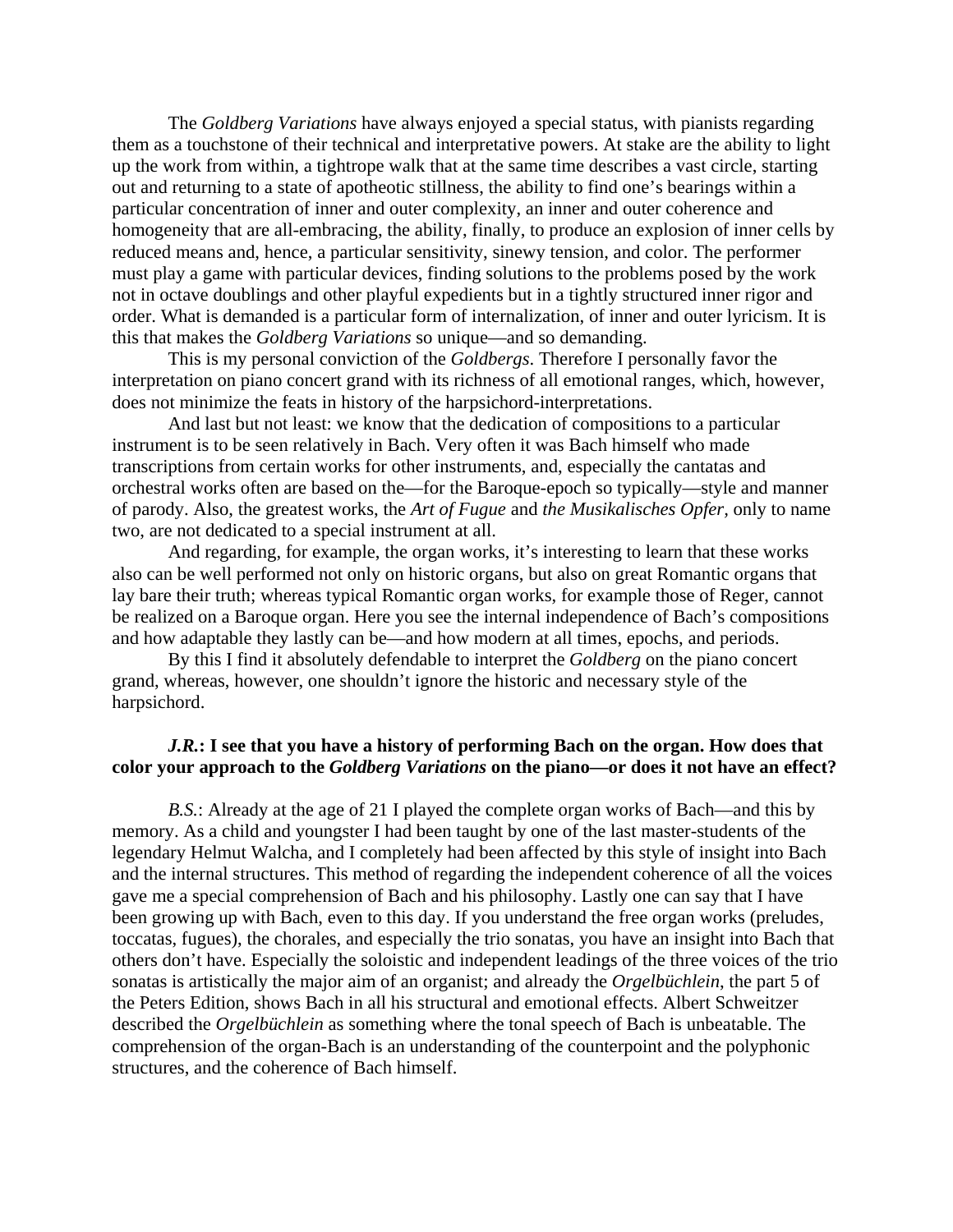The *Goldberg Variations* have always enjoyed a special status, with pianists regarding them as a touchstone of their technical and interpretative powers. At stake are the ability to light up the work from within, a tightrope walk that at the same time describes a vast circle, starting out and returning to a state of apotheotic stillness, the ability to find one's bearings within a particular concentration of inner and outer complexity, an inner and outer coherence and homogeneity that are all-embracing, the ability, finally, to produce an explosion of inner cells by reduced means and, hence, a particular sensitivity, sinewy tension, and color. The performer must play a game with particular devices, finding solutions to the problems posed by the work not in octave doublings and other playful expedients but in a tightly structured inner rigor and order. What is demanded is a particular form of internalization, of inner and outer lyricism. It is this that makes the *Goldberg Variations* so unique—and so demanding.

This is my personal conviction of the *Goldbergs*. Therefore I personally favor the interpretation on piano concert grand with its richness of all emotional ranges, which, however, does not minimize the feats in history of the harpsichord-interpretations.

And last but not least: we know that the dedication of compositions to a particular instrument is to be seen relatively in Bach. Very often it was Bach himself who made transcriptions from certain works for other instruments, and, especially the cantatas and orchestral works often are based on the—for the Baroque-epoch so typically—style and manner of parody. Also, the greatest works, the *Art of Fugue* and *the Musikalisches Opfer*, only to name two, are not dedicated to a special instrument at all.

And regarding, for example, the organ works, it's interesting to learn that these works also can be well performed not only on historic organs, but also on great Romantic organs that lay bare their truth; whereas typical Romantic organ works, for example those of Reger, cannot be realized on a Baroque organ. Here you see the internal independence of Bach's compositions and how adaptable they lastly can be—and how modern at all times, epochs, and periods.

By this I find it absolutely defendable to interpret the *Goldberg* on the piano concert grand, whereas, however, one shouldn't ignore the historic and necessary style of the harpsichord.

***J.R.*: I see that you have a history of performing Bach on the organ. How does that color your approach to the *Goldberg Variations* on the piano—or does it not have an effect?**

*B.S.*: Already at the age of 21 I played the complete organ works of Bach—and this by memory. As a child and youngster I had been taught by one of the last master-students of the legendary Helmut Walcha, and I completely had been affected by this style of insight into Bach and the internal structures. This method of regarding the independent coherence of all the voices gave me a special comprehension of Bach and his philosophy. Lastly one can say that I have been growing up with Bach, even to this day. If you understand the free organ works (preludes, toccatas, fugues), the chorales, and especially the trio sonatas, you have an insight into Bach that others don't have. Especially the soloistic and independent leadings of the three voices of the trio sonatas is artistically the major aim of an organist; and already the *Orgelbüchlein*, the part 5 of the Peters Edition, shows Bach in all his structural and emotional effects. Albert Schweitzer described the *Orgelbüchlein* as something where the tonal speech of Bach is unbeatable. The comprehension of the organ-Bach is an understanding of the counterpoint and the polyphonic structures, and the coherence of Bach himself.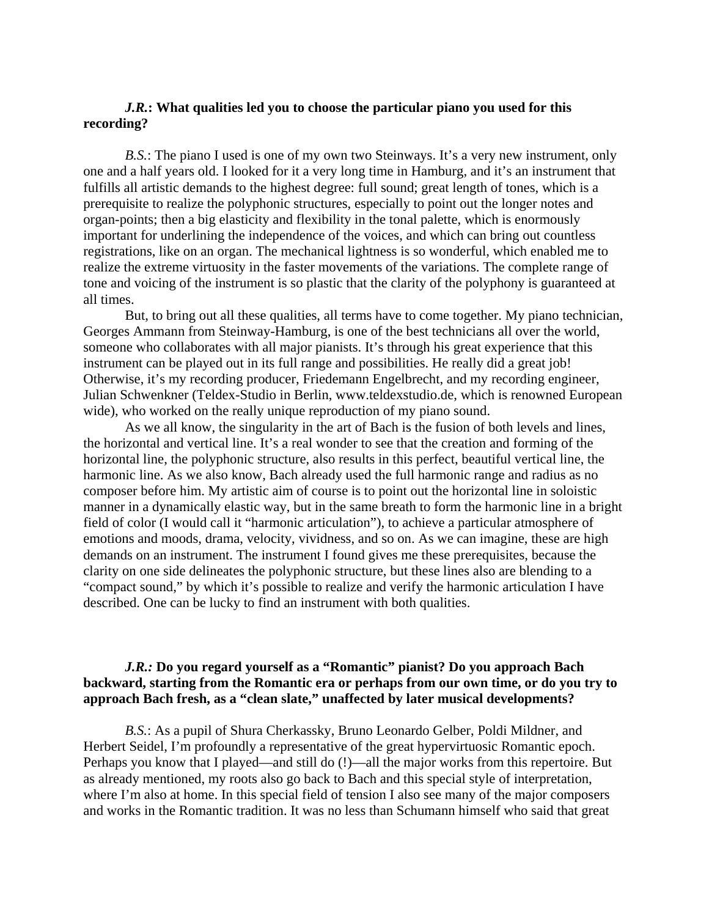***J.R.*: What qualities led you to choose the particular piano you used for this recording?**

*B.S.*: The piano I used is one of my own two Steinways. It's a very new instrument, only one and a half years old. I looked for it a very long time in Hamburg, and it's an instrument that fulfills all artistic demands to the highest degree: full sound; great length of tones, which is a prerequisite to realize the polyphonic structures, especially to point out the longer notes and organ-points; then a big elasticity and flexibility in the tonal palette, which is enormously important for underlining the independence of the voices, and which can bring out countless registrations, like on an organ. The mechanical lightness is so wonderful, which enabled me to realize the extreme virtuosity in the faster movements of the variations. The complete range of tone and voicing of the instrument is so plastic that the clarity of the polyphony is guaranteed at all times.

But, to bring out all these qualities, all terms have to come together. My piano technician, Georges Ammann from Steinway-Hamburg, is one of the best technicians all over the world, someone who collaborates with all major pianists. It's through his great experience that this instrument can be played out in its full range and possibilities. He really did a great job! Otherwise, it's my recording producer, Friedemann Engelbrecht, and my recording engineer, Julian Schwenkner (Teldex-Studio in Berlin, www.teldexstudio.de, which is renowned European wide), who worked on the really unique reproduction of my piano sound.

As we all know, the singularity in the art of Bach is the fusion of both levels and lines, the horizontal and vertical line. It's a real wonder to see that the creation and forming of the horizontal line, the polyphonic structure, also results in this perfect, beautiful vertical line, the harmonic line. As we also know, Bach already used the full harmonic range and radius as no composer before him. My artistic aim of course is to point out the horizontal line in soloistic manner in a dynamically elastic way, but in the same breath to form the harmonic line in a bright field of color (I would call it "harmonic articulation"), to achieve a particular atmosphere of emotions and moods, drama, velocity, vividness, and so on. As we can imagine, these are high demands on an instrument. The instrument I found gives me these prerequisites, because the clarity on one side delineates the polyphonic structure, but these lines also are blending to a "compact sound," by which it's possible to realize and verify the harmonic articulation I have described. One can be lucky to find an instrument with both qualities.

***J.R.:* Do you regard yourself as a "Romantic" pianist? Do you approach Bach backward, starting from the Romantic era or perhaps from our own time, or do you try to approach Bach fresh, as a "clean slate," unaffected by later musical developments?**

*B.S.*: As a pupil of Shura Cherkassky, Bruno Leonardo Gelber, Poldi Mildner, and Herbert Seidel, I'm profoundly a representative of the great hypervirtuosic Romantic epoch. Perhaps you know that I played—and still do (!)—all the major works from this repertoire. But as already mentioned, my roots also go back to Bach and this special style of interpretation, where I'm also at home. In this special field of tension I also see many of the major composers and works in the Romantic tradition. It was no less than Schumann himself who said that great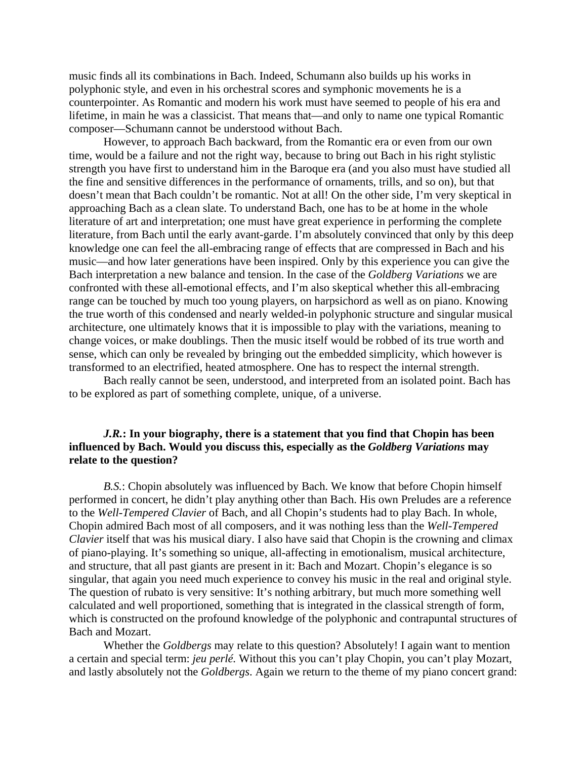music finds all its combinations in Bach. Indeed, Schumann also builds up his works in polyphonic style, and even in his orchestral scores and symphonic movements he is a counterpointer. As Romantic and modern his work must have seemed to people of his era and lifetime, in main he was a classicist. That means that—and only to name one typical Romantic composer—Schumann cannot be understood without Bach.

However, to approach Bach backward, from the Romantic era or even from our own time, would be a failure and not the right way, because to bring out Bach in his right stylistic strength you have first to understand him in the Baroque era (and you also must have studied all the fine and sensitive differences in the performance of ornaments, trills, and so on), but that doesn't mean that Bach couldn't be romantic. Not at all! On the other side, I'm very skeptical in approaching Bach as a clean slate. To understand Bach, one has to be at home in the whole literature of art and interpretation; one must have great experience in performing the complete literature, from Bach until the early avant-garde. I'm absolutely convinced that only by this deep knowledge one can feel the all-embracing range of effects that are compressed in Bach and his music—and how later generations have been inspired. Only by this experience you can give the Bach interpretation a new balance and tension. In the case of the *Goldberg Variations* we are confronted with these all-emotional effects, and I'm also skeptical whether this all-embracing range can be touched by much too young players, on harpsichord as well as on piano. Knowing the true worth of this condensed and nearly welded-in polyphonic structure and singular musical architecture, one ultimately knows that it is impossible to play with the variations, meaning to change voices, or make doublings. Then the music itself would be robbed of its true worth and sense, which can only be revealed by bringing out the embedded simplicity, which however is transformed to an electrified, heated atmosphere. One has to respect the internal strength.

Bach really cannot be seen, understood, and interpreted from an isolated point. Bach has to be explored as part of something complete, unique, of a universe.

***J.R.*: In your biography, there is a statement that you find that Chopin has been influenced by Bach. Would you discuss this, especially as the *Goldberg Variations* may relate to the question?**

*B.S.*: Chopin absolutely was influenced by Bach. We know that before Chopin himself performed in concert, he didn't play anything other than Bach. His own Preludes are a reference to the *Well-Tempered Clavier* of Bach, and all Chopin's students had to play Bach. In whole, Chopin admired Bach most of all composers, and it was nothing less than the *Well-Tempered Clavier* itself that was his musical diary. I also have said that Chopin is the crowning and climax of piano-playing. It's something so unique, all-affecting in emotionalism, musical architecture, and structure, that all past giants are present in it: Bach and Mozart. Chopin's elegance is so singular, that again you need much experience to convey his music in the real and original style. The question of rubato is very sensitive: It's nothing arbitrary, but much more something well calculated and well proportioned, something that is integrated in the classical strength of form, which is constructed on the profound knowledge of the polyphonic and contrapuntal structures of Bach and Mozart.

Whether the *Goldbergs* may relate to this question? Absolutely! I again want to mention a certain and special term: *jeu perlé.* Without this you can't play Chopin, you can't play Mozart, and lastly absolutely not the *Goldbergs*. Again we return to the theme of my piano concert grand: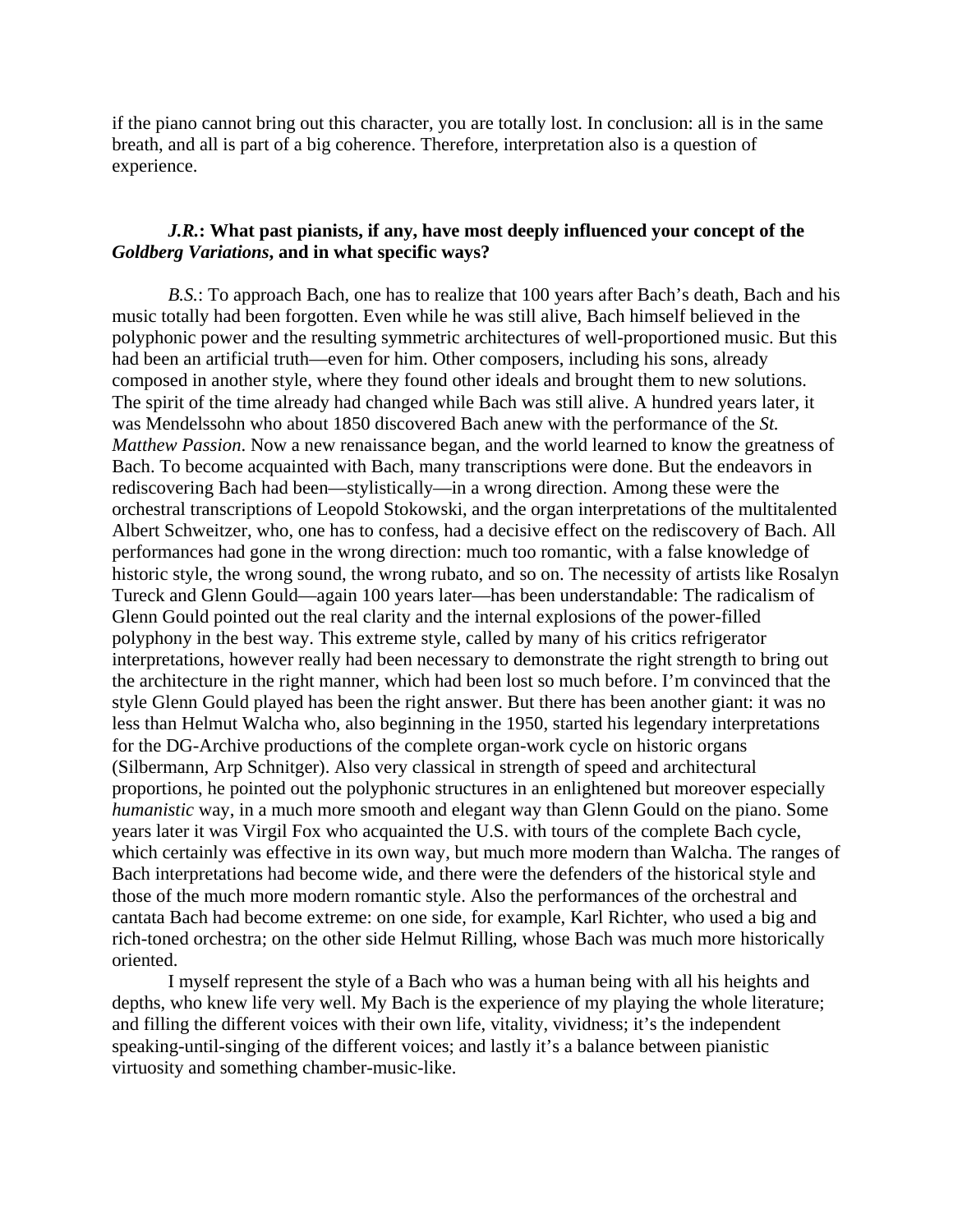if the piano cannot bring out this character, you are totally lost. In conclusion: all is in the same breath, and all is part of a big coherence. Therefore, interpretation also is a question of experience.

***J.R.*: What past pianists, if any, have most deeply influenced your concept of the *Goldberg Variations*, and in what specific ways?**

*B.S.*: To approach Bach, one has to realize that 100 years after Bach's death, Bach and his music totally had been forgotten. Even while he was still alive, Bach himself believed in the polyphonic power and the resulting symmetric architectures of well-proportioned music. But this had been an artificial truth—even for him. Other composers, including his sons, already composed in another style, where they found other ideals and brought them to new solutions. The spirit of the time already had changed while Bach was still alive. A hundred years later, it was Mendelssohn who about 1850 discovered Bach anew with the performance of the *St. Matthew Passion*. Now a new renaissance began, and the world learned to know the greatness of Bach. To become acquainted with Bach, many transcriptions were done. But the endeavors in rediscovering Bach had been—stylistically—in a wrong direction. Among these were the orchestral transcriptions of Leopold Stokowski, and the organ interpretations of the multitalented Albert Schweitzer, who, one has to confess, had a decisive effect on the rediscovery of Bach. All performances had gone in the wrong direction: much too romantic, with a false knowledge of historic style, the wrong sound, the wrong rubato, and so on. The necessity of artists like Rosalyn Tureck and Glenn Gould—again 100 years later—has been understandable: The radicalism of Glenn Gould pointed out the real clarity and the internal explosions of the power-filled polyphony in the best way. This extreme style, called by many of his critics refrigerator interpretations, however really had been necessary to demonstrate the right strength to bring out the architecture in the right manner, which had been lost so much before. I'm convinced that the style Glenn Gould played has been the right answer. But there has been another giant: it was no less than Helmut Walcha who, also beginning in the 1950, started his legendary interpretations for the DG-Archive productions of the complete organ-work cycle on historic organs (Silbermann, Arp Schnitger). Also very classical in strength of speed and architectural proportions, he pointed out the polyphonic structures in an enlightened but moreover especially *humanistic* way, in a much more smooth and elegant way than Glenn Gould on the piano. Some years later it was Virgil Fox who acquainted the U.S. with tours of the complete Bach cycle, which certainly was effective in its own way, but much more modern than Walcha. The ranges of Bach interpretations had become wide, and there were the defenders of the historical style and those of the much more modern romantic style. Also the performances of the orchestral and cantata Bach had become extreme: on one side, for example, Karl Richter, who used a big and rich-toned orchestra; on the other side Helmut Rilling, whose Bach was much more historically oriented.

I myself represent the style of a Bach who was a human being with all his heights and depths, who knew life very well. My Bach is the experience of my playing the whole literature; and filling the different voices with their own life, vitality, vividness; it's the independent speaking-until-singing of the different voices; and lastly it's a balance between pianistic virtuosity and something chamber-music-like.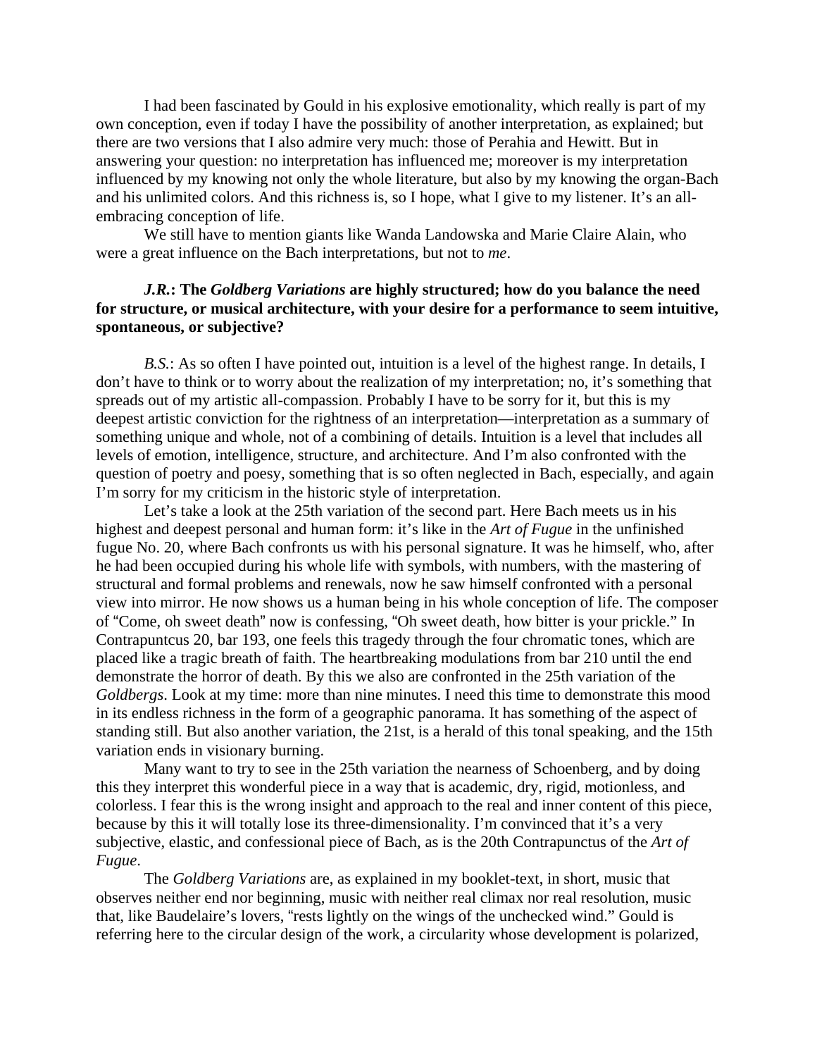I had been fascinated by Gould in his explosive emotionality, which really is part of my own conception, even if today I have the possibility of another interpretation, as explained; but there are two versions that I also admire very much: those of Perahia and Hewitt. But in answering your question: no interpretation has influenced me; moreover is my interpretation influenced by my knowing not only the whole literature, but also by my knowing the organ-Bach and his unlimited colors. And this richness is, so I hope, what I give to my listener. It's an all-embracing conception of life.

We still have to mention giants like Wanda Landowska and Marie Claire Alain, who were a great influence on the Bach interpretations, but not to *me*.

***J.R.*: The *Goldberg Variations* are highly structured; how do you balance the need for structure, or musical architecture, with your desire for a performance to seem intuitive, spontaneous, or subjective?**

*B.S.*: As so often I have pointed out, intuition is a level of the highest range. In details, I don't have to think or to worry about the realization of my interpretation; no, it's something that spreads out of my artistic all-compassion. Probably I have to be sorry for it, but this is my deepest artistic conviction for the rightness of an interpretation—interpretation as a summary of something unique and whole, not of a combining of details. Intuition is a level that includes all levels of emotion, intelligence, structure, and architecture. And I'm also confronted with the question of poetry and poesy, something that is so often neglected in Bach, especially, and again I'm sorry for my criticism in the historic style of interpretation.

Let's take a look at the 25th variation of the second part. Here Bach meets us in his highest and deepest personal and human form: it's like in the *Art of Fugue* in the unfinished fugue No. 20, where Bach confronts us with his personal signature. It was he himself, who, after he had been occupied during his whole life with symbols, with numbers, with the mastering of structural and formal problems and renewals, now he saw himself confronted with a personal view into mirror. He now shows us a human being in his whole conception of life. The composer of "Come, oh sweet death" now is confessing, "Oh sweet death, how bitter is your prickle." In Contrapuntcus 20, bar 193, one feels this tragedy through the four chromatic tones, which are placed like a tragic breath of faith. The heartbreaking modulations from bar 210 until the end demonstrate the horror of death. By this we also are confronted in the 25th variation of the *Goldbergs*. Look at my time: more than nine minutes. I need this time to demonstrate this mood in its endless richness in the form of a geographic panorama. It has something of the aspect of standing still. But also another variation, the 21st, is a herald of this tonal speaking, and the 15th variation ends in visionary burning.

Many want to try to see in the 25th variation the nearness of Schoenberg, and by doing this they interpret this wonderful piece in a way that is academic, dry, rigid, motionless, and colorless. I fear this is the wrong insight and approach to the real and inner content of this piece, because by this it will totally lose its three-dimensionality. I'm convinced that it's a very subjective, elastic, and confessional piece of Bach, as is the 20th Contrapunctus of the *Art of Fugue*.

The *Goldberg Variations* are, as explained in my booklet-text, in short, music that observes neither end nor beginning, music with neither real climax nor real resolution, music that, like Baudelaire's lovers, "rests lightly on the wings of the unchecked wind." Gould is referring here to the circular design of the work, a circularity whose development is polarized,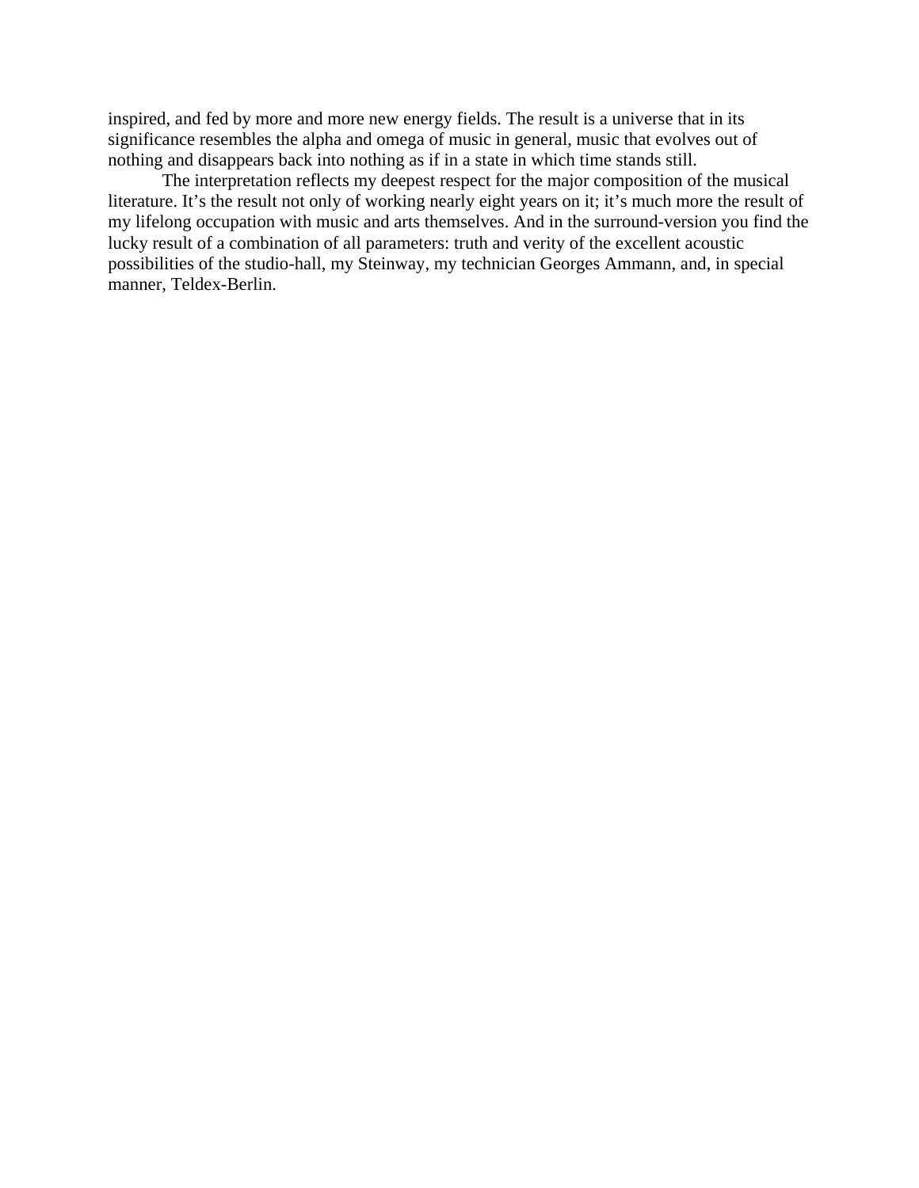inspired, and fed by more and more new energy fields. The result is a universe that in its significance resembles the alpha and omega of music in general, music that evolves out of nothing and disappears back into nothing as if in a state in which time stands still.

The interpretation reflects my deepest respect for the major composition of the musical literature. It's the result not only of working nearly eight years on it; it's much more the result of my lifelong occupation with music and arts themselves. And in the surround-version you find the lucky result of a combination of all parameters: truth and verity of the excellent acoustic possibilities of the studio-hall, my Steinway, my technician Georges Ammann, and, in special manner, Teldex-Berlin.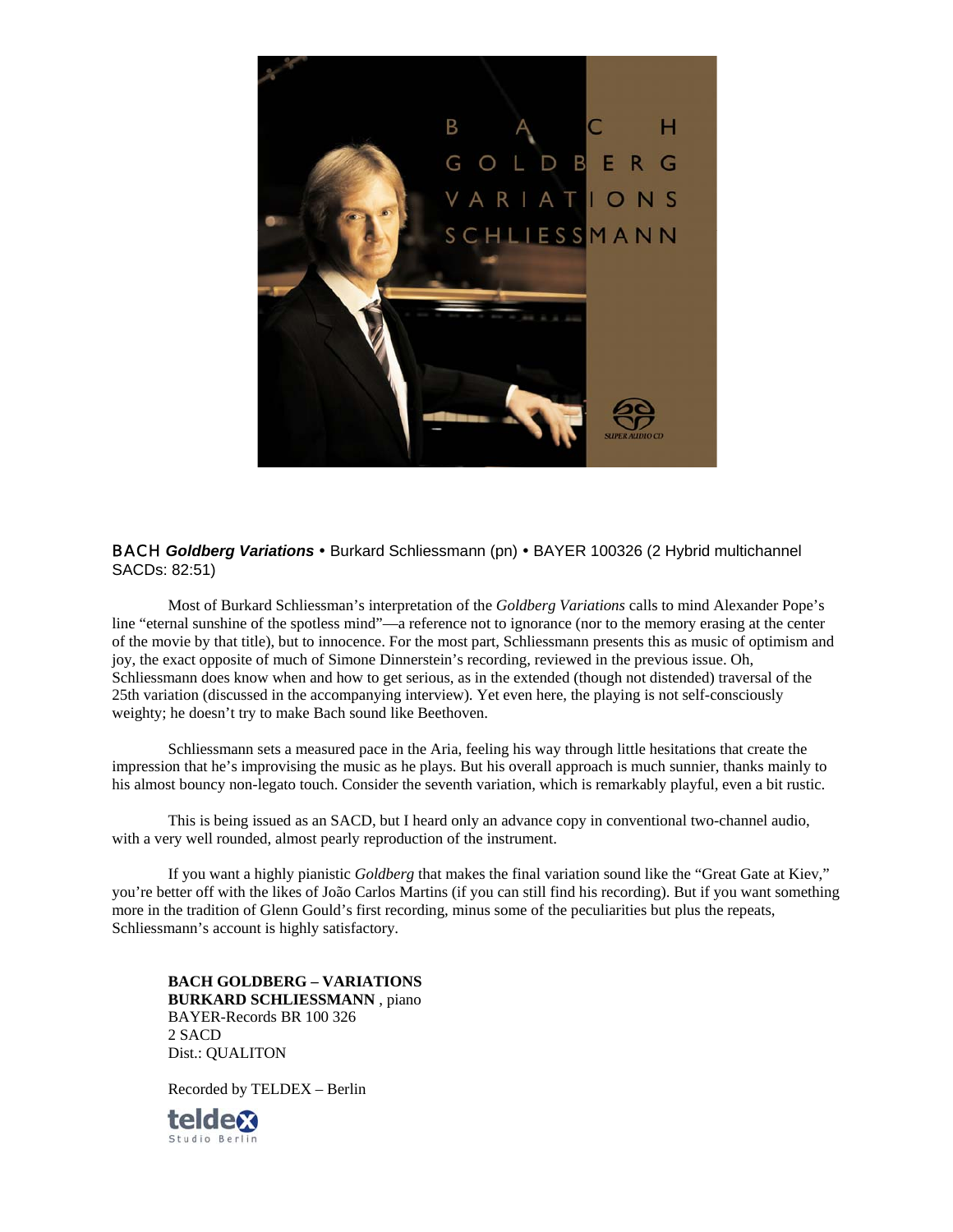BACH ***Goldberg Variations*** • Burkard Schliessmann (pn) • BAYER 100326 (2 Hybrid multichannel SACDs: 82:51)

Most of Burkard Schliessman's interpretation of the *Goldberg Variations* calls to mind Alexander Pope's line "eternal sunshine of the spotless mind"—a reference not to ignorance (nor to the memory erasing at the center of the movie by that title), but to innocence. For the most part, Schliessmann presents this as music of optimism and joy, the exact opposite of much of Simone Dinnerstein's recording, reviewed in the previous issue. Oh, Schliessmann does know when and how to get serious, as in the extended (though not distended) traversal of the 25th variation (discussed in the accompanying interview). Yet even here, the playing is not self-consciously weighty; he doesn't try to make Bach sound like Beethoven.

Schliessmann sets a measured pace in the Aria, feeling his way through little hesitations that create the impression that he's improvising the music as he plays. But his overall approach is much sunnier, thanks mainly to his almost bouncy non-legato touch. Consider the seventh variation, which is remarkably playful, even a bit rustic.

This is being issued as an SACD, but I heard only an advance copy in conventional two-channel audio, with a very well rounded, almost pearly reproduction of the instrument.

If you want a highly pianistic *Goldberg* that makes the final variation sound like the "Great Gate at Kiev," you're better off with the likes of João Carlos Martins (if you can still find his recording). But if you want something more in the tradition of Glenn Gould's first recording, minus some of the peculiarities but plus the repeats, Schliessmann's account is highly satisfactory.

**BACH GOLDBERG – VARIATIONS**
**BURKARD SCHLIESSMANN** , piano
BAYER-Records BR 100 326
2 SACD
Dist.: QUALITON

Recorded by TELDEX – Berlin